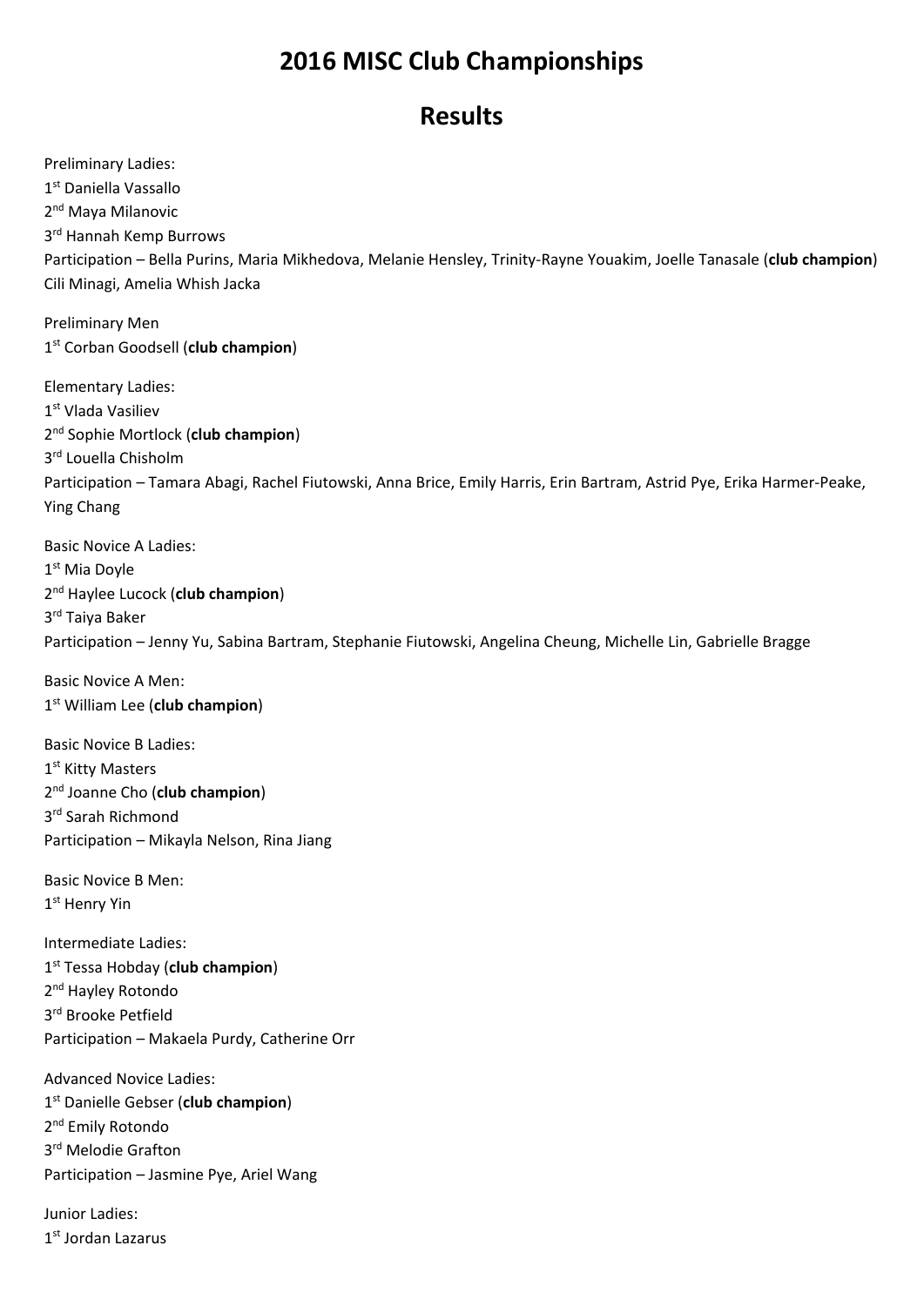# 2016 MISC Club Championships

# Results

Preliminary Ladies:
1st Daniella Vassallo
2nd Maya Milanovic
3rd Hannah Kemp Burrows
Participation – Bella Purins, Maria Mikhedova, Melanie Hensley, Trinity-Rayne Youakim, Joelle Tanasale (**club champion**) Cili Minagi, Amelia Whish Jacka

Preliminary Men
1st Corban Goodsell (**club champion**)

Elementary Ladies:
1st Vlada Vasiliev
2nd Sophie Mortlock (**club champion**)
3rd Louella Chisholm
Participation – Tamara Abagi, Rachel Fiutowski, Anna Brice, Emily Harris, Erin Bartram, Astrid Pye, Erika Harmer-Peake, Ying Chang

Basic Novice A Ladies:
1st Mia Doyle
2nd Haylee Lucock (**club champion**)
3rd Taiya Baker
Participation – Jenny Yu, Sabina Bartram, Stephanie Fiutowski, Angelina Cheung, Michelle Lin, Gabrielle Bragge

Basic Novice A Men:
1st William Lee (**club champion**)

Basic Novice B Ladies:
1st Kitty Masters
2nd Joanne Cho (**club champion**)
3rd Sarah Richmond
Participation – Mikayla Nelson, Rina Jiang

Basic Novice B Men:
1st Henry Yin

Intermediate Ladies:
1st Tessa Hobday (**club champion**)
2nd Hayley Rotondo
3rd Brooke Petfield
Participation – Makaela Purdy, Catherine Orr

Advanced Novice Ladies:
1st Danielle Gebser (**club champion**)
2nd Emily Rotondo
3rd Melodie Grafton
Participation – Jasmine Pye, Ariel Wang

Junior Ladies:
1st Jordan Lazarus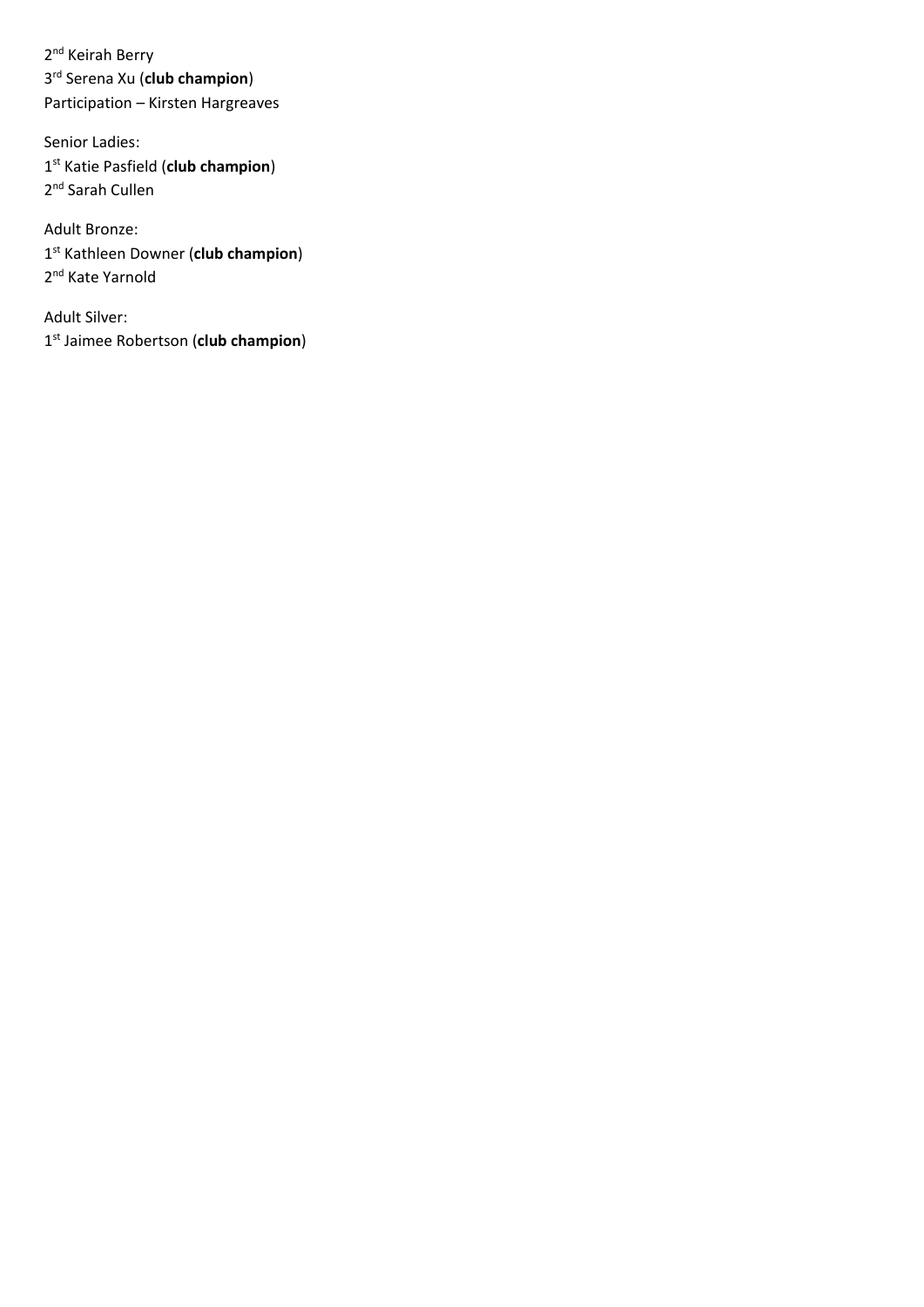2nd Keirah Berry
3rd Serena Xu (**club champion**)
Participation – Kirsten Hargreaves

Senior Ladies:
1st Katie Pasfield (**club champion**)
2nd Sarah Cullen

Adult Bronze:
1st Kathleen Downer (**club champion**)
2nd Kate Yarnold

Adult Silver:
1st Jaimee Robertson (**club champion**)